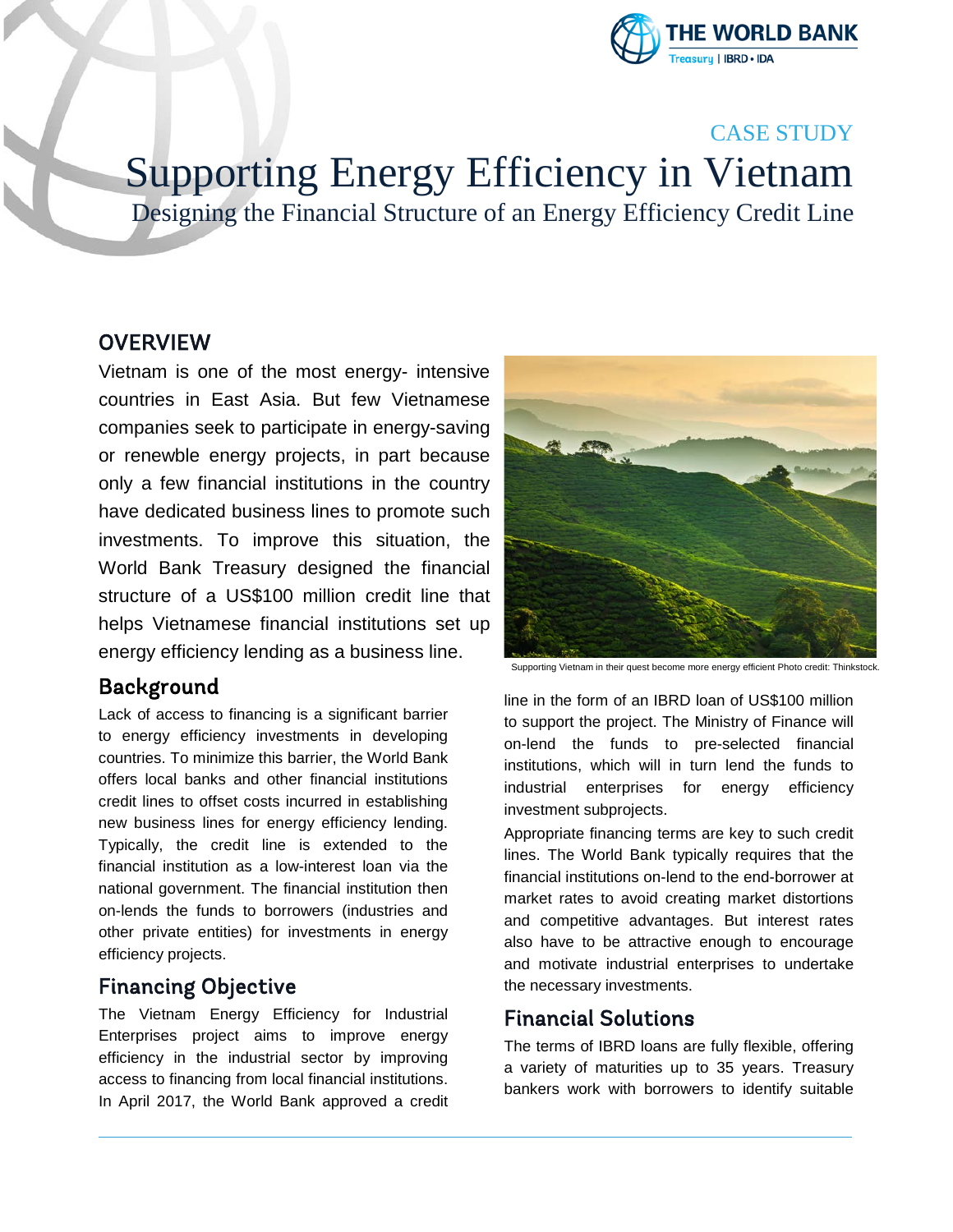CASE STUDY

# Supporting Energy Efficiency in Vietnam

## Designing the Financial Structure of an Energy Efficiency Credit Line

## OVERVIEW

Vietnam is one of the most energy- intensive countries in East Asia. But few Vietnamese companies seek to participate in energy-saving or renewble energy projects, in part because only a few financial institutions in the country have dedicated business lines to promote such investments. To improve this situation, the World Bank Treasury designed the financial structure of a US$100 million credit line that helps Vietnamese financial institutions set up energy efficiency lending as a business line.

Supporting Vietnam in their quest become more energy efficient Photo credit: Thinkstock.

## Background

Lack of access to financing is a significant barrier to energy efficiency investments in developing countries. To minimize this barrier, the World Bank offers local banks and other financial institutions credit lines to offset costs incurred in establishing new business lines for energy efficiency lending. Typically, the credit line is extended to the financial institution as a low-interest loan via the national government. The financial institution then on-lends the funds to borrowers (industries and other private entities) for investments in energy efficiency projects.

## Financing Objective

The Vietnam Energy Efficiency for Industrial Enterprises project aims to improve energy efficiency in the industrial sector by improving access to financing from local financial institutions. In April 2017, the World Bank approved a credit line in the form of an IBRD loan of US$100 million to support the project. The Ministry of Finance will on-lend the funds to pre-selected financial institutions, which will in turn lend the funds to industrial enterprises for energy efficiency investment subprojects.

Appropriate financing terms are key to such credit lines. The World Bank typically requires that the financial institutions on-lend to the end-borrower at market rates to avoid creating market distortions and competitive advantages. But interest rates also have to be attractive enough to encourage and motivate industrial enterprises to undertake the necessary investments.

## Financial Solutions

The terms of IBRD loans are fully flexible, offering a variety of maturities up to 35 years. Treasury bankers work with borrowers to identify suitable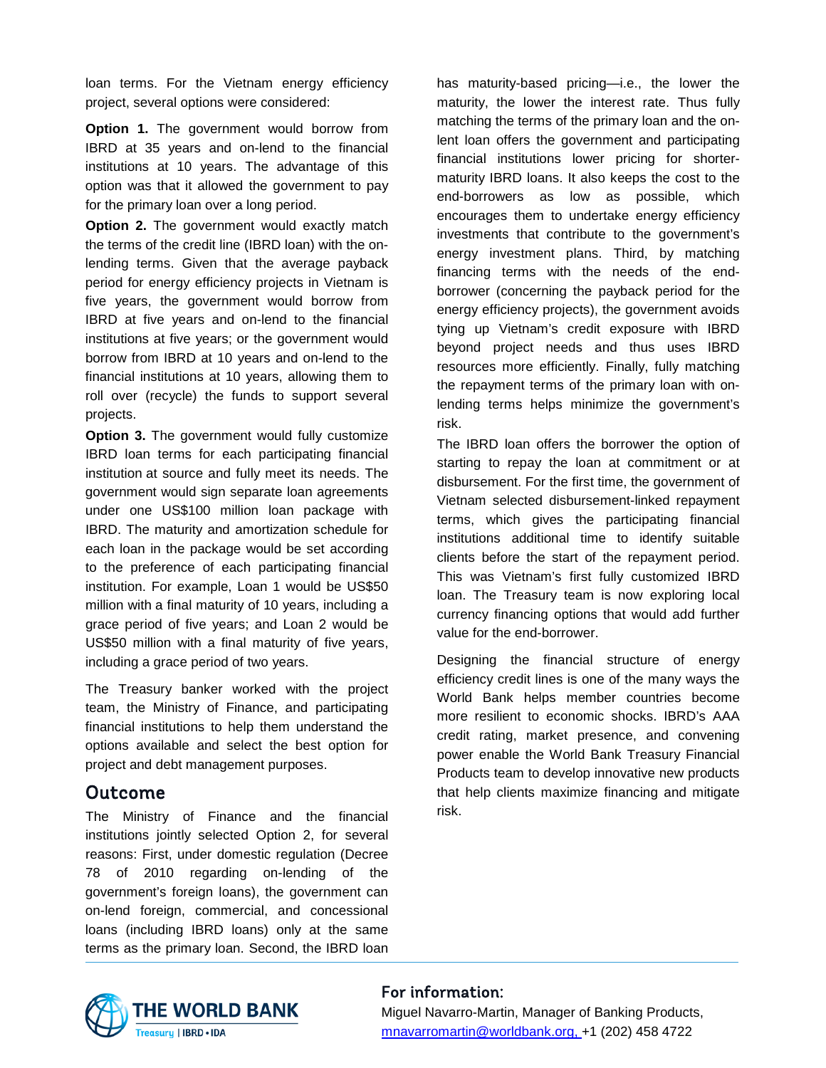loan terms. For the Vietnam energy efficiency project, several options were considered:

**Option 1.** The government would borrow from IBRD at 35 years and on-lend to the financial institutions at 10 years. The advantage of this option was that it allowed the government to pay for the primary loan over a long period.

**Option 2.** The government would exactly match the terms of the credit line (IBRD loan) with the on-lending terms. Given that the average payback period for energy efficiency projects in Vietnam is five years, the government would borrow from IBRD at five years and on-lend to the financial institutions at five years; or the government would borrow from IBRD at 10 years and on-lend to the financial institutions at 10 years, allowing them to roll over (recycle) the funds to support several projects.

**Option 3.** The government would fully customize IBRD loan terms for each participating financial institution at source and fully meet its needs. The government would sign separate loan agreements under one US$100 million loan package with IBRD. The maturity and amortization schedule for each loan in the package would be set according to the preference of each participating financial institution. For example, Loan 1 would be US$50 million with a final maturity of 10 years, including a grace period of five years; and Loan 2 would be US$50 million with a final maturity of five years, including a grace period of two years.

The Treasury banker worked with the project team, the Ministry of Finance, and participating financial institutions to help them understand the options available and select the best option for project and debt management purposes.

## Outcome

The Ministry of Finance and the financial institutions jointly selected Option 2, for several reasons: First, under domestic regulation (Decree 78 of 2010 regarding on-lending of the government's foreign loans), the government can on-lend foreign, commercial, and concessional loans (including IBRD loans) only at the same terms as the primary loan. Second, the IBRD loan has maturity-based pricing—i.e., the lower the maturity, the lower the interest rate. Thus fully matching the terms of the primary loan and the on-lent loan offers the government and participating financial institutions lower pricing for shorter-maturity IBRD loans. It also keeps the cost to the end-borrowers as low as possible, which encourages them to undertake energy efficiency investments that contribute to the government's energy investment plans. Third, by matching financing terms with the needs of the end-borrower (concerning the payback period for the energy efficiency projects), the government avoids tying up Vietnam's credit exposure with IBRD beyond project needs and thus uses IBRD resources more efficiently. Finally, fully matching the repayment terms of the primary loan with on-lending terms helps minimize the government's risk.

The IBRD loan offers the borrower the option of starting to repay the loan at commitment or at disbursement. For the first time, the government of Vietnam selected disbursement-linked repayment terms, which gives the participating financial institutions additional time to identify suitable clients before the start of the repayment period. This was Vietnam's first fully customized IBRD loan. The Treasury team is now exploring local currency financing options that would add further value for the end-borrower.

Designing the financial structure of energy efficiency credit lines is one of the many ways the World Bank helps member countries become more resilient to economic shocks. IBRD's AAA credit rating, market presence, and convening power enable the World Bank Treasury Financial Products team to develop innovative new products that help clients maximize financing and mitigate risk.

THE WORLD BANK
Treasury | IBRD • IDA

## For information:

Miguel Navarro-Martin, Manager of Banking Products, mnavarromartin@worldbank.org, +1 (202) 458 4722